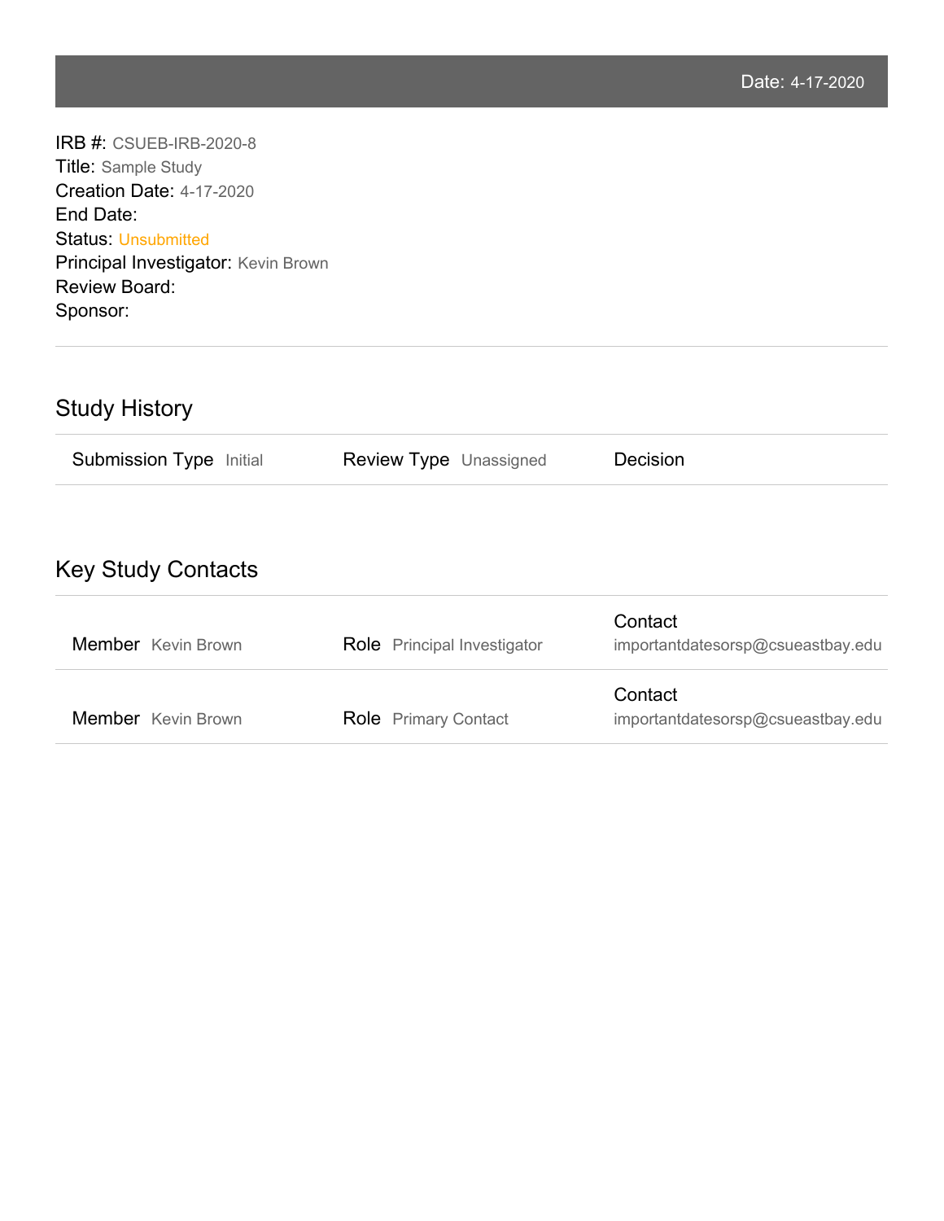Date: 4-17-2020

IRB #: CSUEB-IRB-2020-8
Title: Sample Study
Creation Date: 4-17-2020
End Date:
Status: Unsubmitted
Principal Investigator: Kevin Brown
Review Board:
Sponsor:

---

## Study History

| Submission Type | Review Type | Decision |
|---|---|---|
| Initial | Unassigned | |

## Key Study Contacts

| Member | Role | Contact |
|---|---|---|
| Kevin Brown | Principal Investigator | importantdatesorsp@csueastbay.edu |
| Kevin Brown | Primary Contact | importantdatesorsp@csueastbay.edu |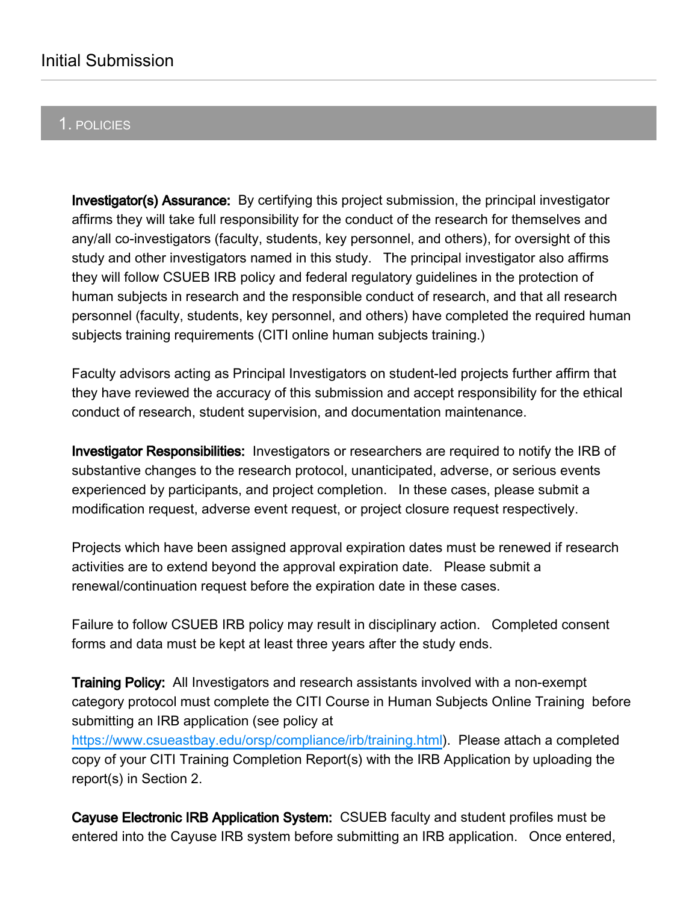# Initial Submission

## 1. POLICIES

**Investigator(s) Assurance:** By certifying this project submission, the principal investigator affirms they will take full responsibility for the conduct of the research for themselves and any/all co-investigators (faculty, students, key personnel, and others), for oversight of this study and other investigators named in this study. The principal investigator also affirms they will follow CSUEB IRB policy and federal regulatory guidelines in the protection of human subjects in research and the responsible conduct of research, and that all research personnel (faculty, students, key personnel, and others) have completed the required human subjects training requirements (CITI online human subjects training.)

Faculty advisors acting as Principal Investigators on student-led projects further affirm that they have reviewed the accuracy of this submission and accept responsibility for the ethical conduct of research, student supervision, and documentation maintenance.

**Investigator Responsibilities:** Investigators or researchers are required to notify the IRB of substantive changes to the research protocol, unanticipated, adverse, or serious events experienced by participants, and project completion. In these cases, please submit a modification request, adverse event request, or project closure request respectively.

Projects which have been assigned approval expiration dates must be renewed if research activities are to extend beyond the approval expiration date. Please submit a renewal/continuation request before the expiration date in these cases.

Failure to follow CSUEB IRB policy may result in disciplinary action. Completed consent forms and data must be kept at least three years after the study ends.

**Training Policy:** All Investigators and research assistants involved with a non-exempt category protocol must complete the CITI Course in Human Subjects Online Training before submitting an IRB application (see policy at [https://www.csueastbay.edu/orsp/compliance/irb/training.html](https://www.csueastbay.edu/orsp/compliance/irb/training.html)). Please attach a completed copy of your CITI Training Completion Report(s) with the IRB Application by uploading the report(s) in Section 2.

**Cayuse Electronic IRB Application System:** CSUEB faculty and student profiles must be entered into the Cayuse IRB system before submitting an IRB application. Once entered,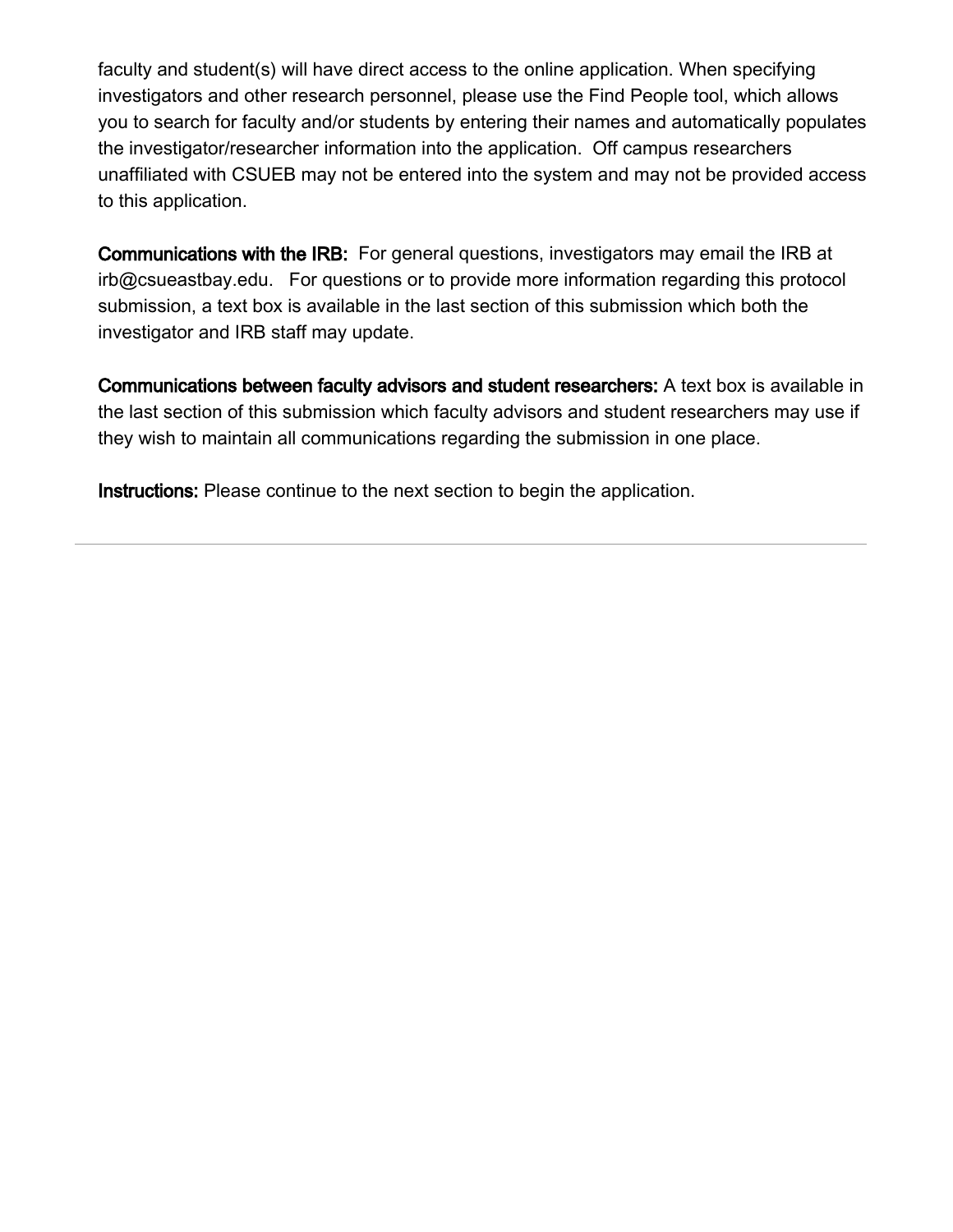faculty and student(s) will have direct access to the online application. When specifying investigators and other research personnel, please use the Find People tool, which allows you to search for faculty and/or students by entering their names and automatically populates the investigator/researcher information into the application. Off campus researchers unaffiliated with CSUEB may not be entered into the system and may not be provided access to this application.

**Communications with the IRB:** For general questions, investigators may email the IRB at irb@csueastbay.edu. For questions or to provide more information regarding this protocol submission, a text box is available in the last section of this submission which both the investigator and IRB staff may update.

**Communications between faculty advisors and student researchers:** A text box is available in the last section of this submission which faculty advisors and student researchers may use if they wish to maintain all communications regarding the submission in one place.

**Instructions:** Please continue to the next section to begin the application.

---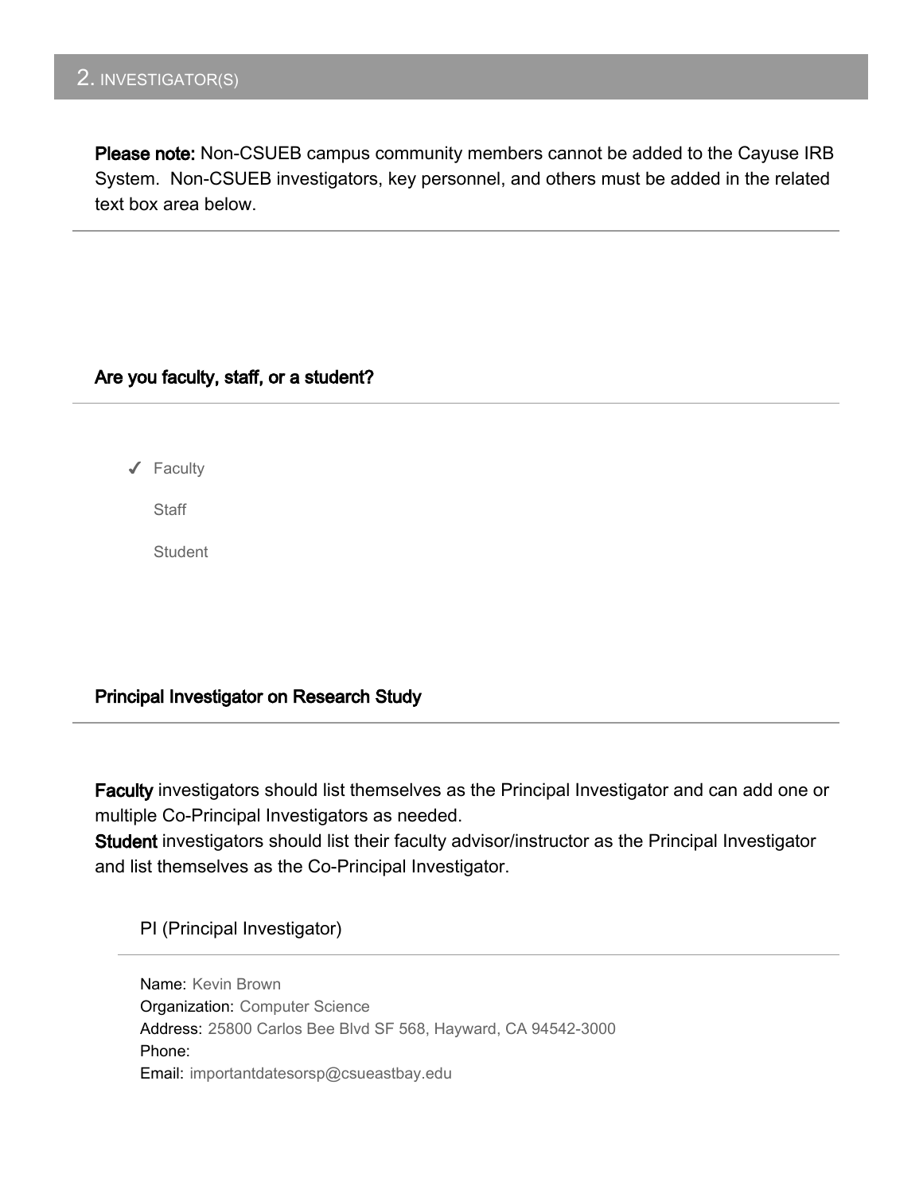## 2. INVESTIGATOR(S)

**Please note:** Non-CSUEB campus community members cannot be added to the Cayuse IRB System. Non-CSUEB investigators, key personnel, and others must be added in the related text box area below.

---

### Are you faculty, staff, or a student?

- ✓ Faculty
- Staff
- Student

### Principal Investigator on Research Study

**Faculty** investigators should list themselves as the Principal Investigator and can add one or multiple Co-Principal Investigators as needed.
**Student** investigators should list their faculty advisor/instructor as the Principal Investigator and list themselves as the Co-Principal Investigator.

#### PI (Principal Investigator)

Name: Kevin Brown
Organization: Computer Science
Address: 25800 Carlos Bee Blvd SF 568, Hayward, CA 94542-3000
Phone:
Email: importantdatesorsp@csueastbay.edu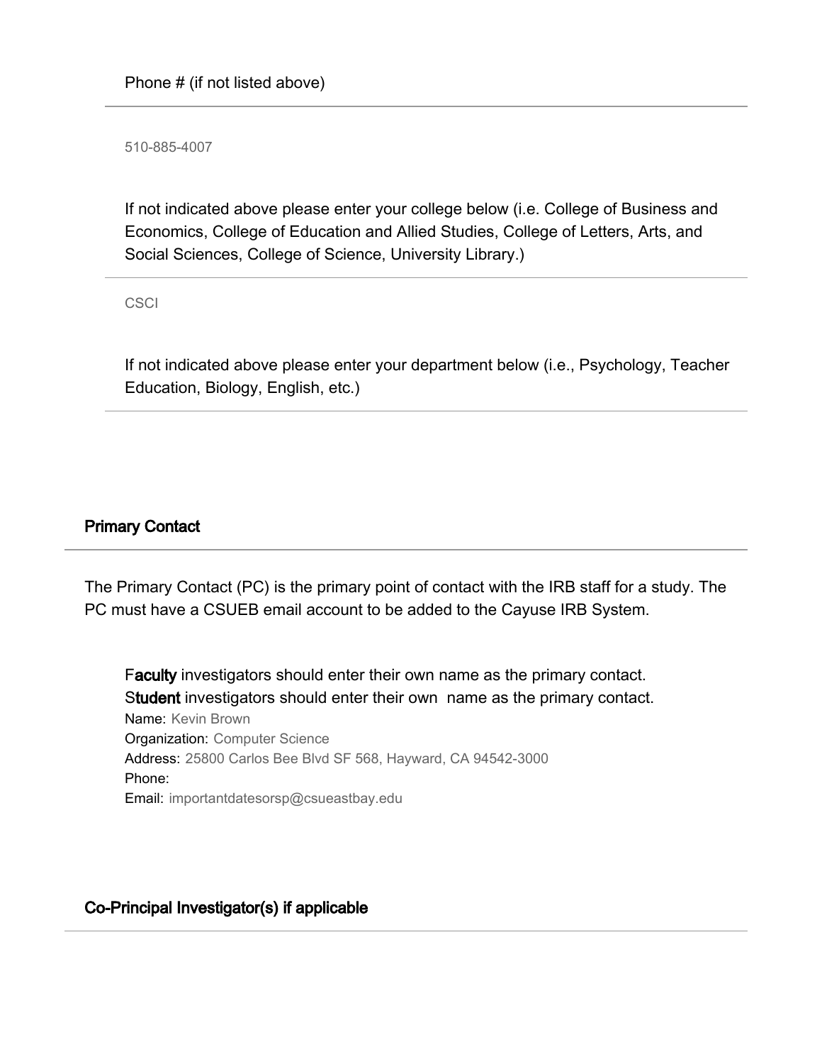Phone # (if not listed above)

510-885-4007

If not indicated above please enter your college below (i.e. College of Business and Economics, College of Education and Allied Studies, College of Letters, Arts, and Social Sciences, College of Science, University Library.)

CSCI

If not indicated above please enter your department below (i.e., Psychology, Teacher Education, Biology, English, etc.)

## Primary Contact

The Primary Contact (PC) is the primary point of contact with the IRB staff for a study. The PC must have a CSUEB email account to be added to the Cayuse IRB System.

F**aculty** investigators should enter their own name as the primary contact.
S**tudent** investigators should enter their own name as the primary contact.

Name: Kevin Brown
Organization: Computer Science
Address: 25800 Carlos Bee Blvd SF 568, Hayward, CA 94542-3000
Phone:
Email: importantdatesorsp@csueastbay.edu

## Co-Principal Investigator(s) if applicable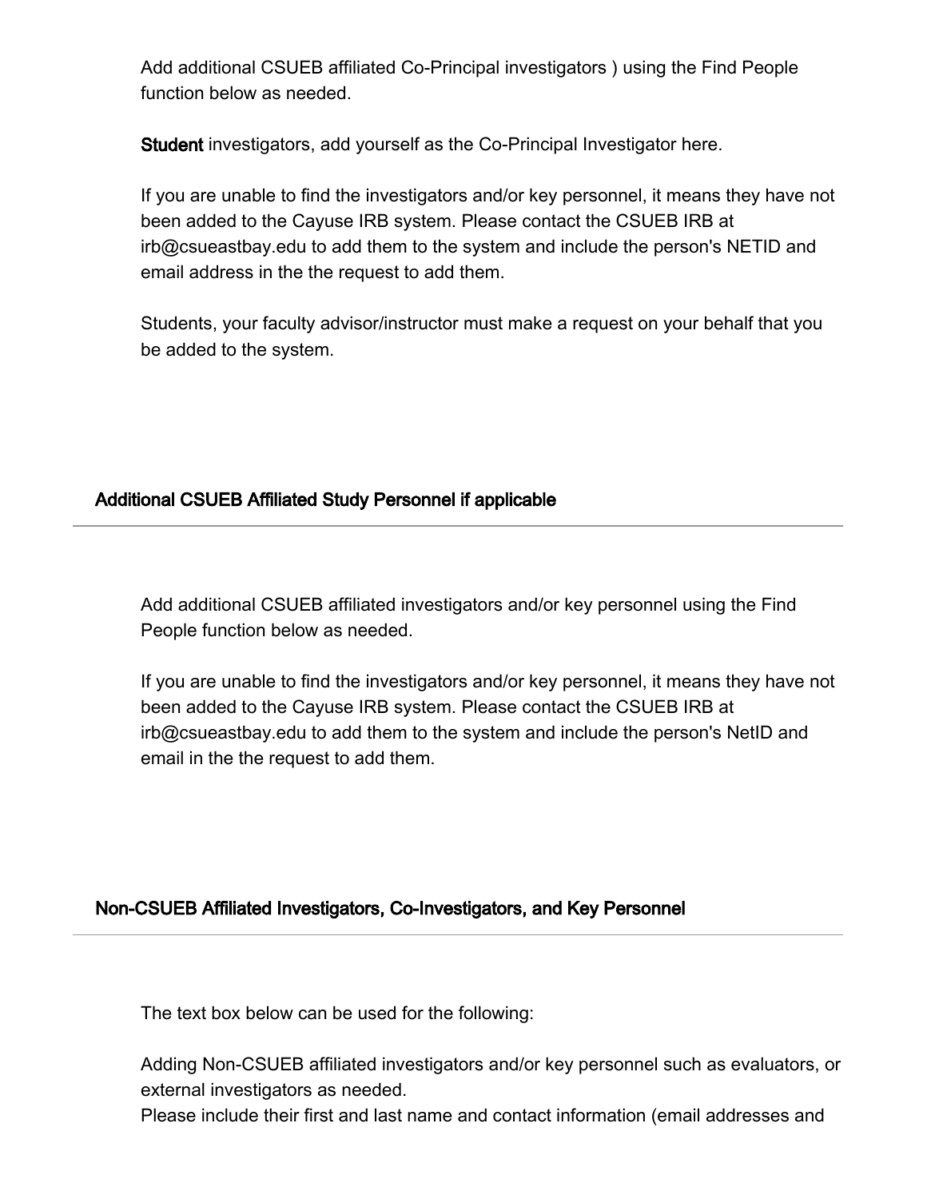Add additional CSUEB affiliated Co-Principal investigators ) using the Find People function below as needed.

**Student** investigators, add yourself as the Co-Principal Investigator here.

If you are unable to find the investigators and/or key personnel, it means they have not been added to the Cayuse IRB system. Please contact the CSUEB IRB at irb@csueastbay.edu to add them to the system and include the person's NETID and email address in the the request to add them.

Students, your faculty advisor/instructor must make a request on your behalf that you be added to the system.

## Additional CSUEB Affiliated Study Personnel if applicable

Add additional CSUEB affiliated investigators and/or key personnel using the Find People function below as needed.

If you are unable to find the investigators and/or key personnel, it means they have not been added to the Cayuse IRB system. Please contact the CSUEB IRB at irb@csueastbay.edu to add them to the system and include the person's NetID and email in the the request to add them.

## Non-CSUEB Affiliated Investigators, Co-Investigators, and Key Personnel

The text box below can be used for the following:

Adding Non-CSUEB affiliated investigators and/or key personnel such as evaluators, or external investigators as needed.
Please include their first and last name and contact information (email addresses and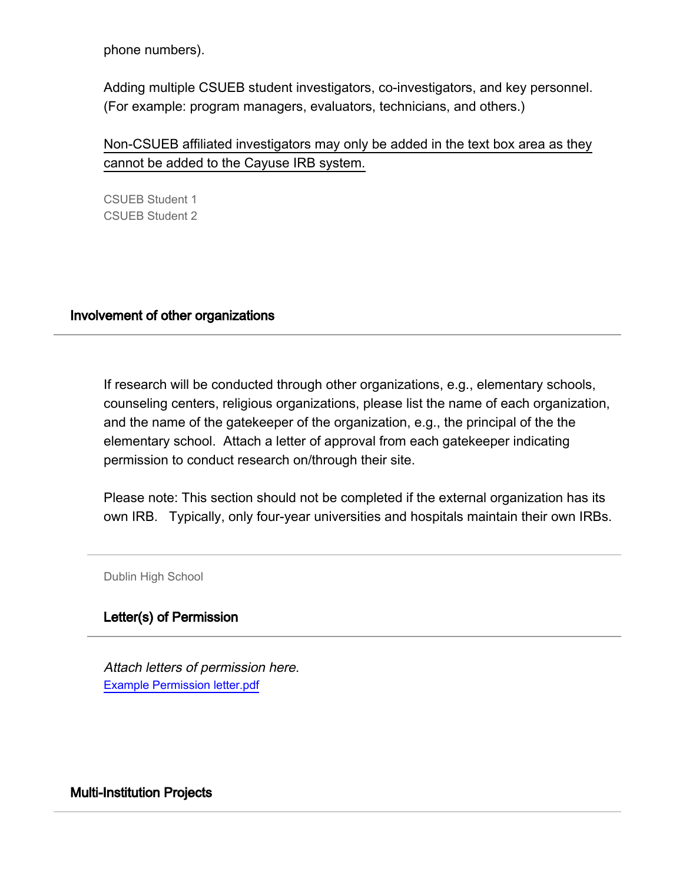phone numbers).

Adding multiple CSUEB student investigators, co-investigators, and key personnel. (For example: program managers, evaluators, technicians, and others.)

Non-CSUEB affiliated investigators may only be added in the text box area as they cannot be added to the Cayuse IRB system.

CSUEB Student 1
CSUEB Student 2

## Involvement of other organizations

If research will be conducted through other organizations, e.g., elementary schools, counseling centers, religious organizations, please list the name of each organization, and the name of the gatekeeper of the organization, e.g., the principal of the the elementary school. Attach a letter of approval from each gatekeeper indicating permission to conduct research on/through their site.

Please note: This section should not be completed if the external organization has its own IRB. Typically, only four-year universities and hospitals maintain their own IRBs.

Dublin High School

### Letter(s) of Permission

*Attach letters of permission here.*
[Example Permission letter.pdf]

## Multi-Institution Projects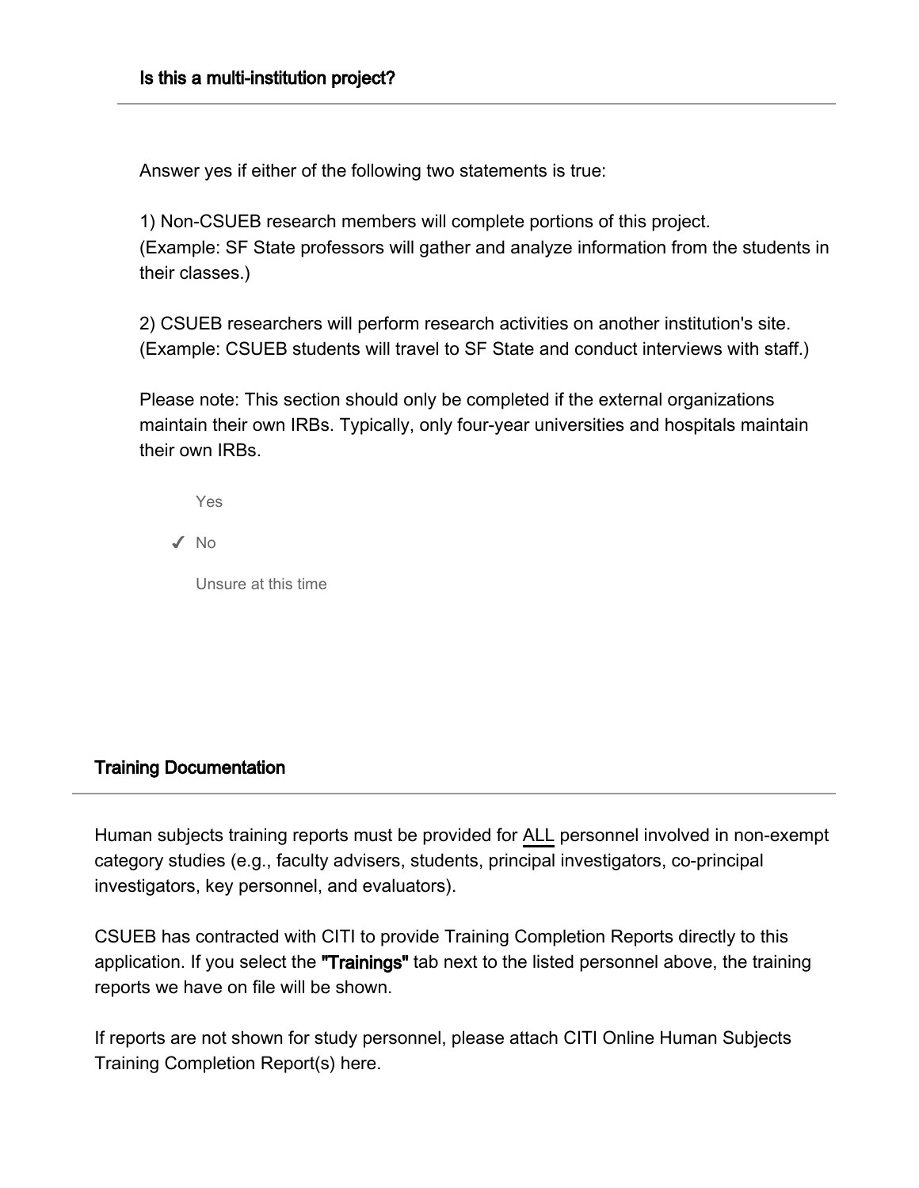### Is this a multi-institution project?

Answer yes if either of the following two statements is true:

1) Non-CSUEB research members will complete portions of this project.
(Example: SF State professors will gather and analyze information from the students in their classes.)

2) CSUEB researchers will perform research activities on another institution's site.
(Example: CSUEB students will travel to SF State and conduct interviews with staff.)

Please note: This section should only be completed if the external organizations maintain their own IRBs. Typically, only four-year universities and hospitals maintain their own IRBs.

- Yes
- ✓ No
- Unsure at this time

### Training Documentation

Human subjects training reports must be provided for <u>ALL</u> personnel involved in non-exempt category studies (e.g., faculty advisers, students, principal investigators, co-principal investigators, key personnel, and evaluators).

CSUEB has contracted with CITI to provide Training Completion Reports directly to this application. If you select the **"Trainings"** tab next to the listed personnel above, the training reports we have on file will be shown.

If reports are not shown for study personnel, please attach CITI Online Human Subjects Training Completion Report(s) here.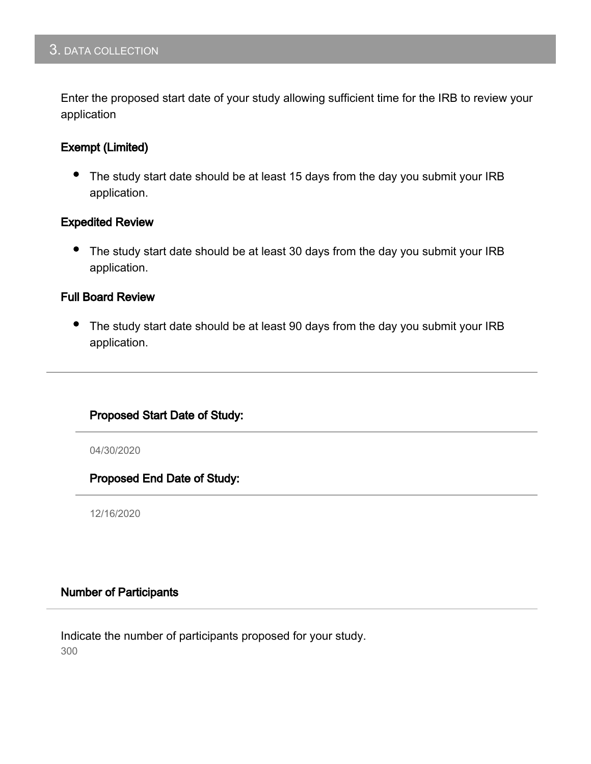## 3. DATA COLLECTION

Enter the proposed start date of your study allowing sufficient time for the IRB to review your application

### Exempt (Limited)

- The study start date should be at least 15 days from the day you submit your IRB application.

### Expedited Review

- The study start date should be at least 30 days from the day you submit your IRB application.

### Full Board Review

- The study start date should be at least 90 days from the day you submit your IRB application.

---

**Proposed Start Date of Study:**

04/30/2020

**Proposed End Date of Study:**

12/16/2020

### Number of Participants

Indicate the number of participants proposed for your study.

300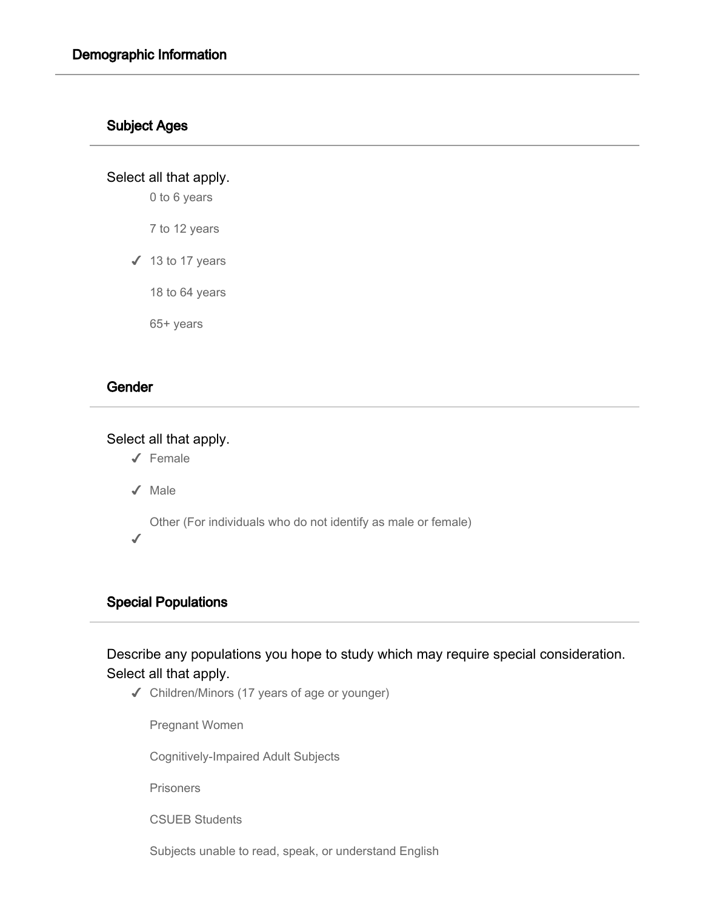## Demographic Information

### Subject Ages

Select all that apply.

- 0 to 6 years
- 7 to 12 years
- ✓ 13 to 17 years
- 18 to 64 years
- 65+ years

### Gender

Select all that apply.

- ✓ Female
- ✓ Male
- Other (For individuals who do not identify as male or female)
- ✓

### Special Populations

Describe any populations you hope to study which may require special consideration. Select all that apply.

- ✓ Children/Minors (17 years of age or younger)
- Pregnant Women
- Cognitively-Impaired Adult Subjects
- Prisoners
- CSUEB Students
- Subjects unable to read, speak, or understand English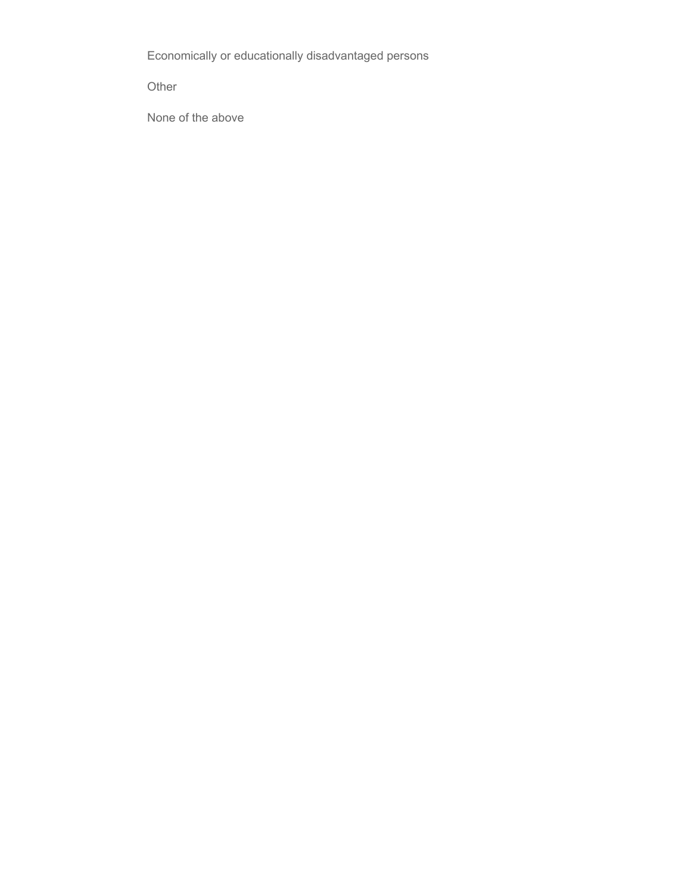Economically or educationally disadvantaged persons

Other

None of the above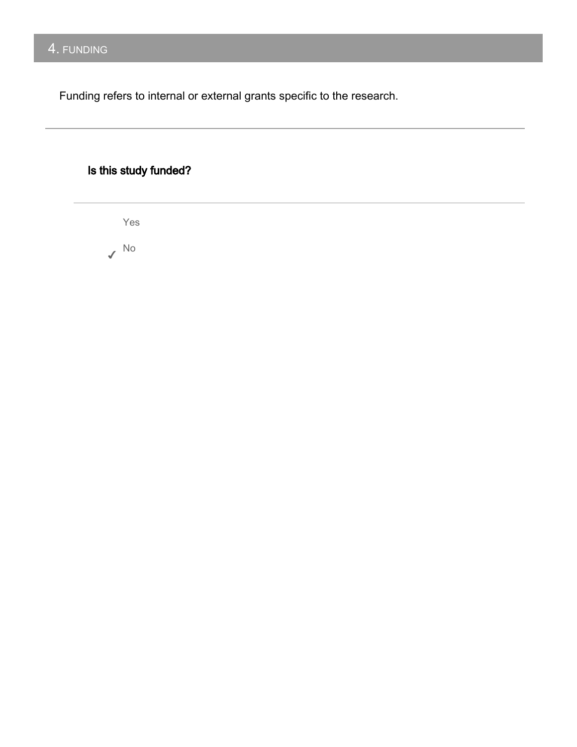## 4. FUNDING

Funding refers to internal or external grants specific to the research.

---

**Is this study funded?**

---

Yes

✓ No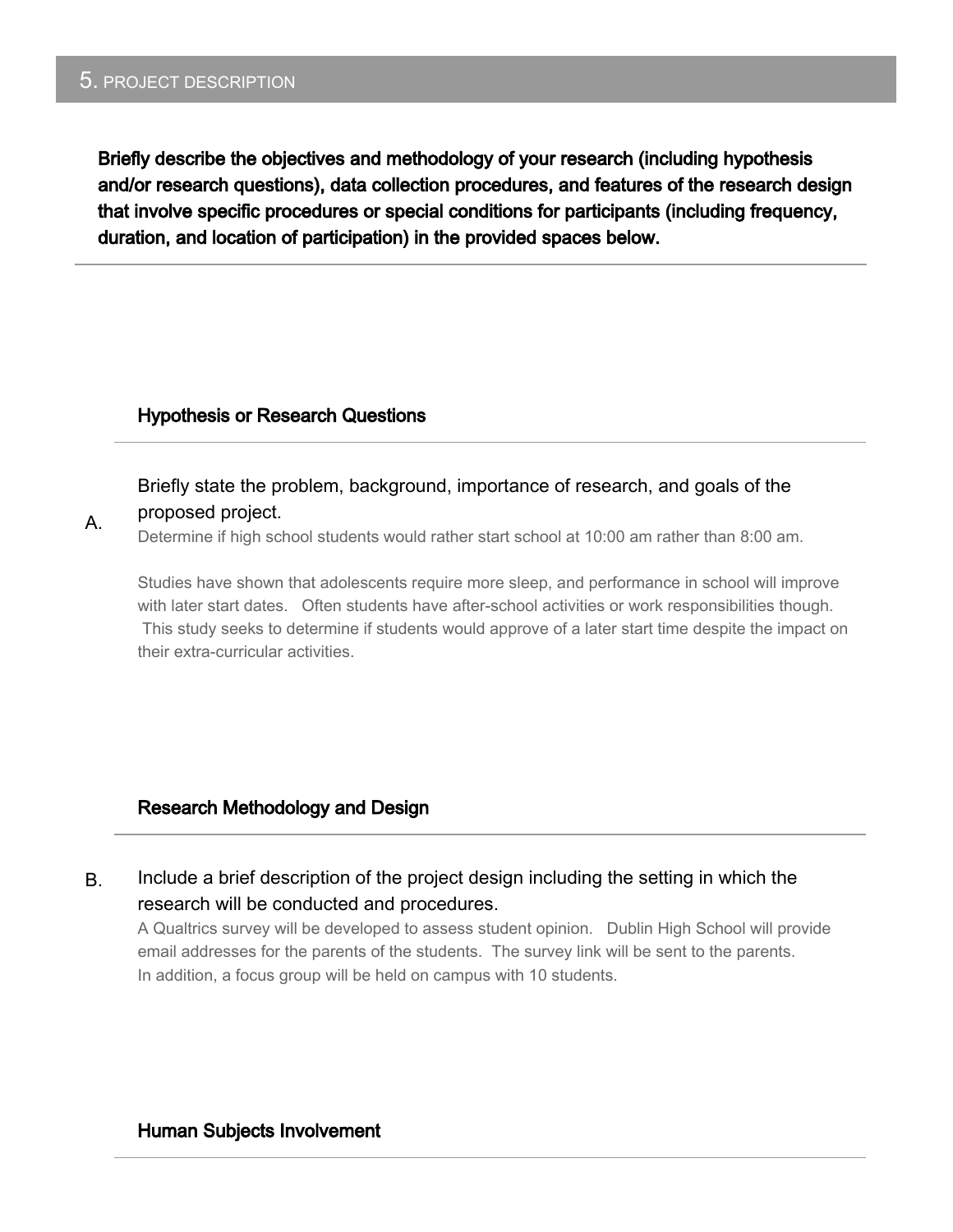## 5. PROJECT DESCRIPTION

**Briefly describe the objectives and methodology of your research (including hypothesis and/or research questions), data collection procedures, and features of the research design that involve specific procedures or special conditions for participants (including frequency, duration, and location of participation) in the provided spaces below.**

---

### Hypothesis or Research Questions

---

A. Briefly state the problem, background, importance of research, and goals of the proposed project.

Determine if high school students would rather start school at 10:00 am rather than 8:00 am.

Studies have shown that adolescents require more sleep, and performance in school will improve with later start dates. Often students have after-school activities or work responsibilities though. This study seeks to determine if students would approve of a later start time despite the impact on their extra-curricular activities.

### Research Methodology and Design

---

B. Include a brief description of the project design including the setting in which the research will be conducted and procedures.

A Qualtrics survey will be developed to assess student opinion. Dublin High School will provide email addresses for the parents of the students. The survey link will be sent to the parents. In addition, a focus group will be held on campus with 10 students.

### Human Subjects Involvement

---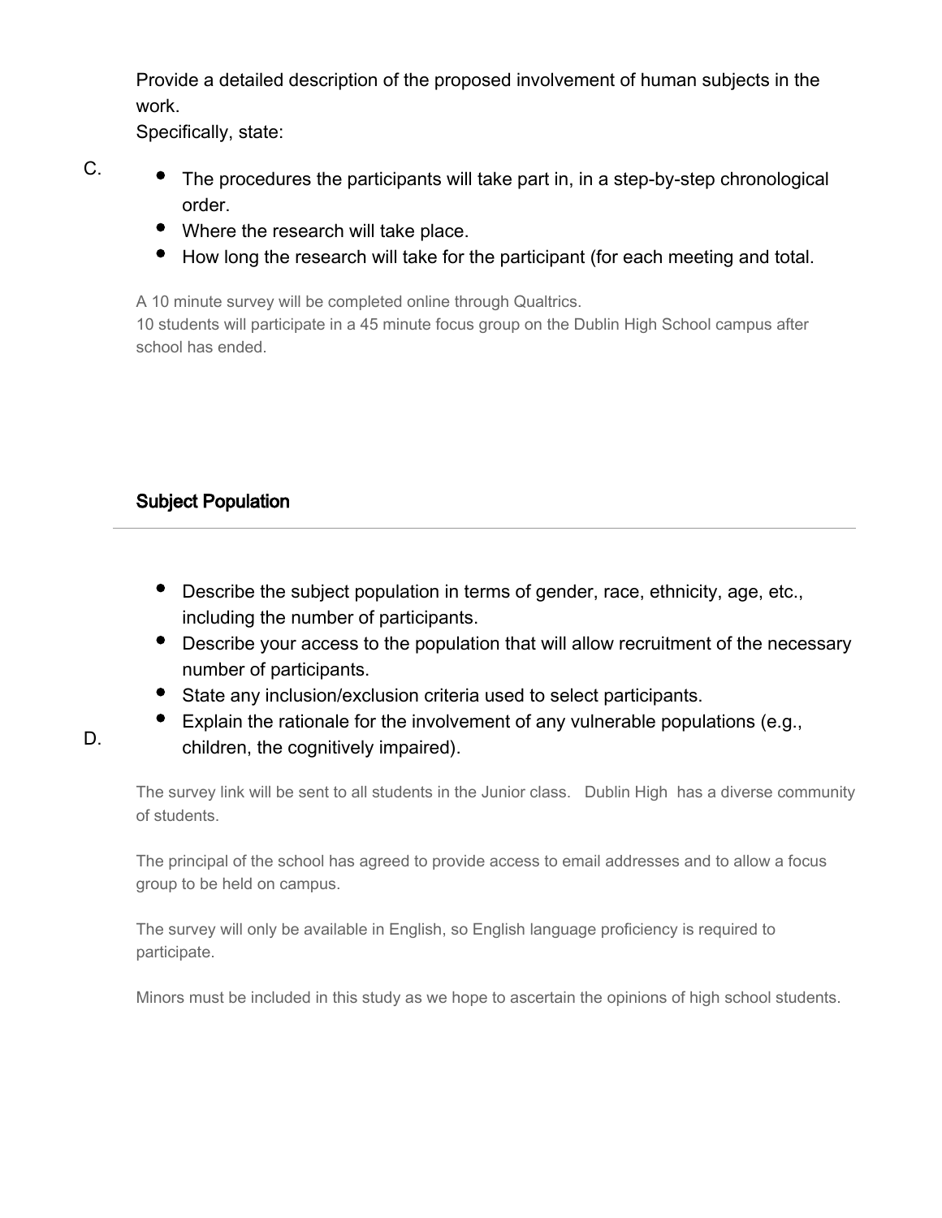Provide a detailed description of the proposed involvement of human subjects in the work.
Specifically, state:

C.

- The procedures the participants will take part in, in a step-by-step chronological order.
- Where the research will take place.
- How long the research will take for the participant (for each meeting and total.

A 10 minute survey will be completed online through Qualtrics.
10 students will participate in a 45 minute focus group on the Dublin High School campus after school has ended.

### Subject Population

---

- Describe the subject population in terms of gender, race, ethnicity, age, etc., including the number of participants.
- Describe your access to the population that will allow recruitment of the necessary number of participants.
- State any inclusion/exclusion criteria used to select participants.
- Explain the rationale for the involvement of any vulnerable populations (e.g., children, the cognitively impaired).

D.

The survey link will be sent to all students in the Junior class. Dublin High has a diverse community of students.

The principal of the school has agreed to provide access to email addresses and to allow a focus group to be held on campus.

The survey will only be available in English, so English language proficiency is required to participate.

Minors must be included in this study as we hope to ascertain the opinions of high school students.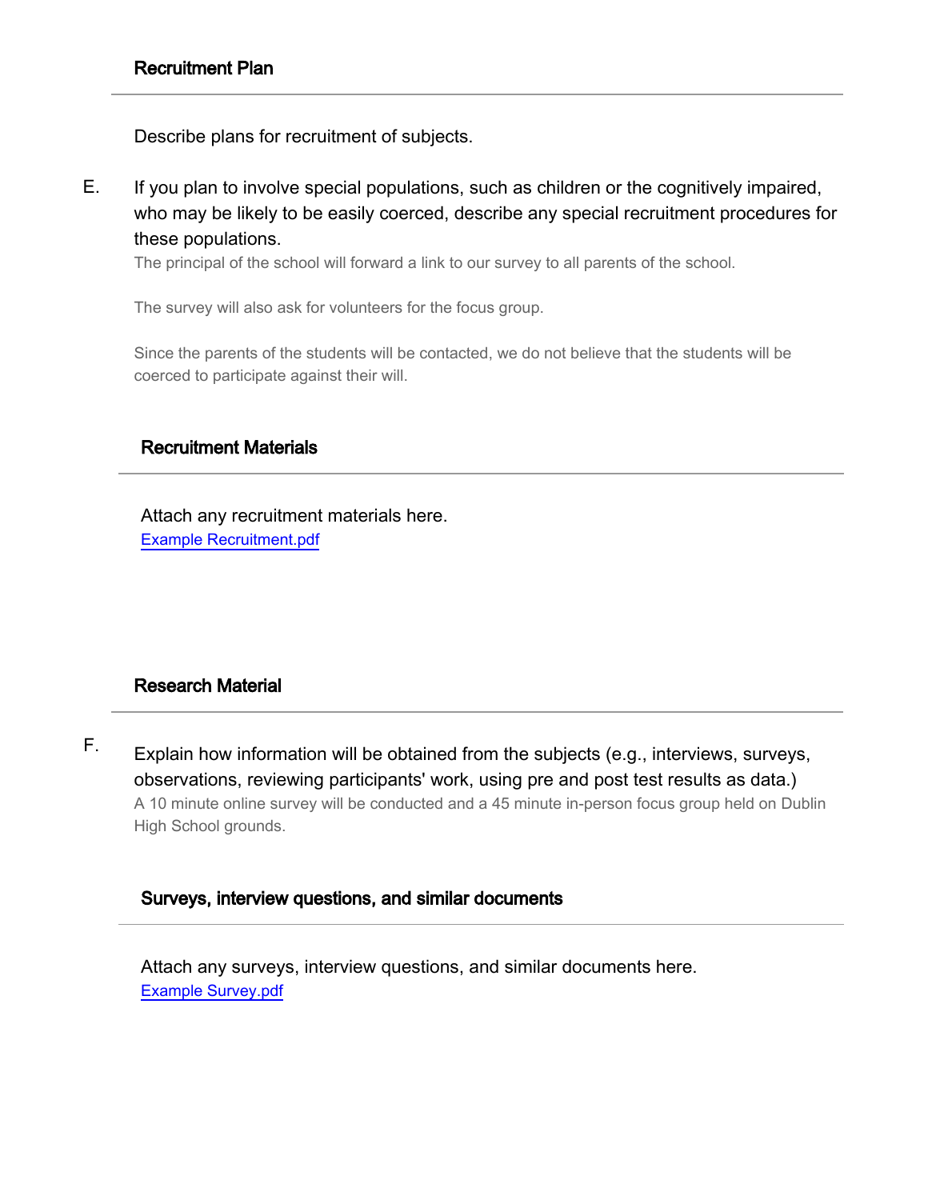## Recruitment Plan

Describe plans for recruitment of subjects.

E. If you plan to involve special populations, such as children or the cognitively impaired, who may be likely to be easily coerced, describe any special recruitment procedures for these populations.

The principal of the school will forward a link to our survey to all parents of the school.

The survey will also ask for volunteers for the focus group.

Since the parents of the students will be contacted, we do not believe that the students will be coerced to participate against their will.

## Recruitment Materials

Attach any recruitment materials here.

Example Recruitment.pdf

## Research Material

F. Explain how information will be obtained from the subjects (e.g., interviews, surveys, observations, reviewing participants' work, using pre and post test results as data.)

A 10 minute online survey will be conducted and a 45 minute in-person focus group held on Dublin High School grounds.

## Surveys, interview questions, and similar documents

Attach any surveys, interview questions, and similar documents here.

Example Survey.pdf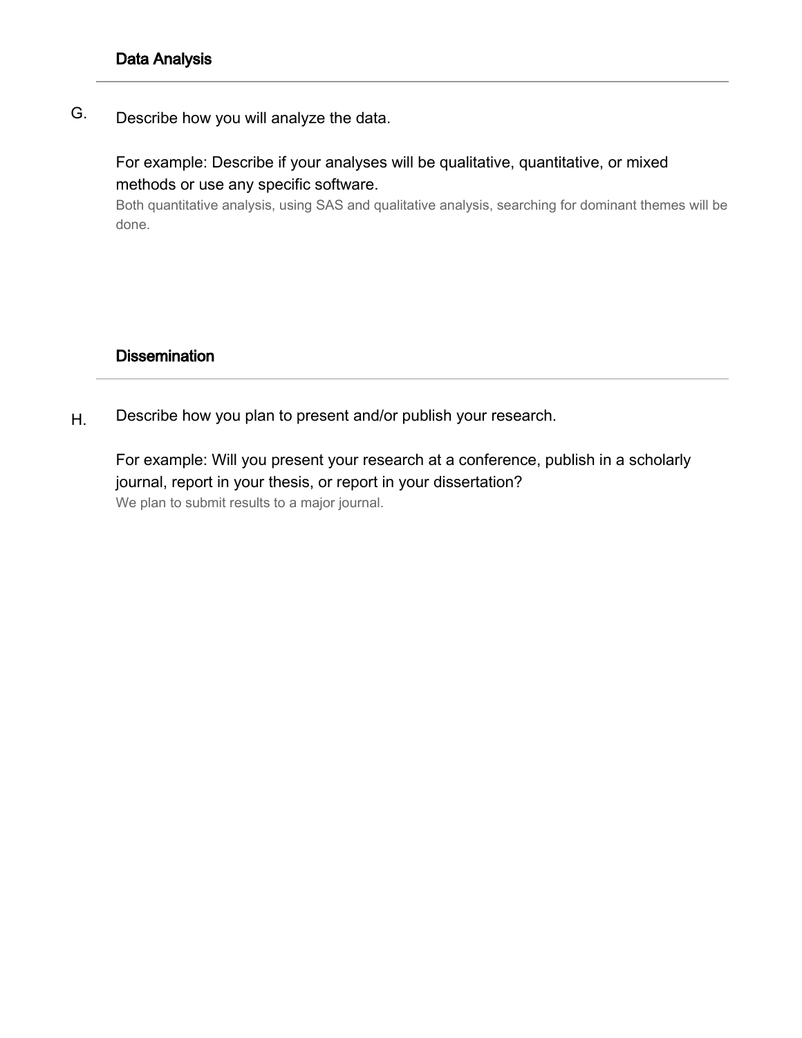### Data Analysis

G. Describe how you will analyze the data.

For example: Describe if your analyses will be qualitative, quantitative, or mixed methods or use any specific software.

Both quantitative analysis, using SAS and qualitative analysis, searching for dominant themes will be done.

### Dissemination

H. Describe how you plan to present and/or publish your research.

For example: Will you present your research at a conference, publish in a scholarly journal, report in your thesis, or report in your dissertation?

We plan to submit results to a major journal.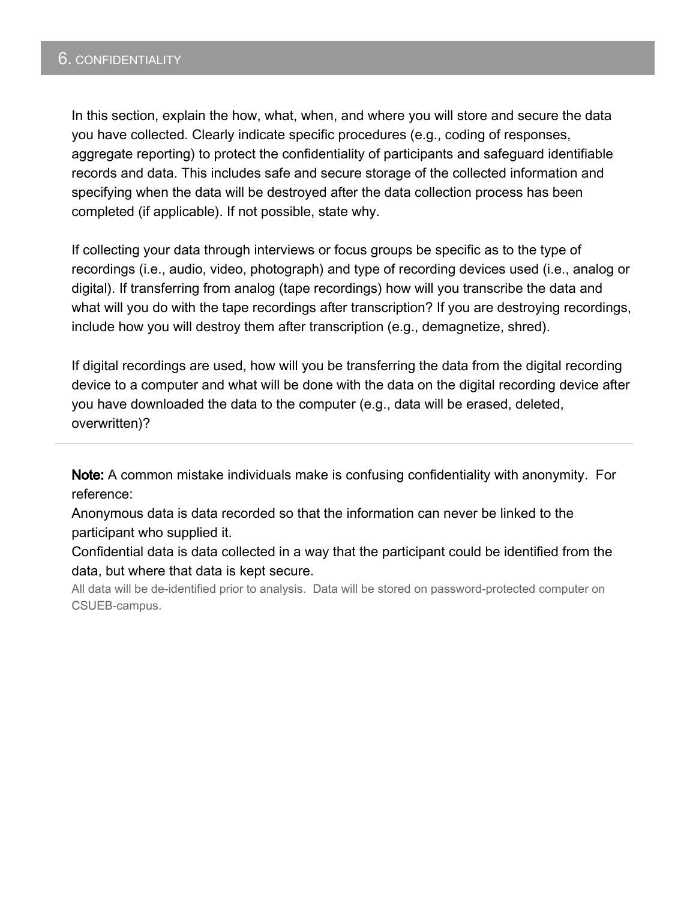## 6. CONFIDENTIALITY

In this section, explain the how, what, when, and where you will store and secure the data you have collected. Clearly indicate specific procedures (e.g., coding of responses, aggregate reporting) to protect the confidentiality of participants and safeguard identifiable records and data. This includes safe and secure storage of the collected information and specifying when the data will be destroyed after the data collection process has been completed (if applicable). If not possible, state why.

If collecting your data through interviews or focus groups be specific as to the type of recordings (i.e., audio, video, photograph) and type of recording devices used (i.e., analog or digital). If transferring from analog (tape recordings) how will you transcribe the data and what will you do with the tape recordings after transcription? If you are destroying recordings, include how you will destroy them after transcription (e.g., demagnetize, shred).

If digital recordings are used, how will you be transferring the data from the digital recording device to a computer and what will be done with the data on the digital recording device after you have downloaded the data to the computer (e.g., data will be erased, deleted, overwritten)?

---

**Note:** A common mistake individuals make is confusing confidentiality with anonymity. For reference:

Anonymous data is data recorded so that the information can never be linked to the participant who supplied it.

Confidential data is data collected in a way that the participant could be identified from the data, but where that data is kept secure.

All data will be de-identified prior to analysis. Data will be stored on password-protected computer on CSUEB-campus.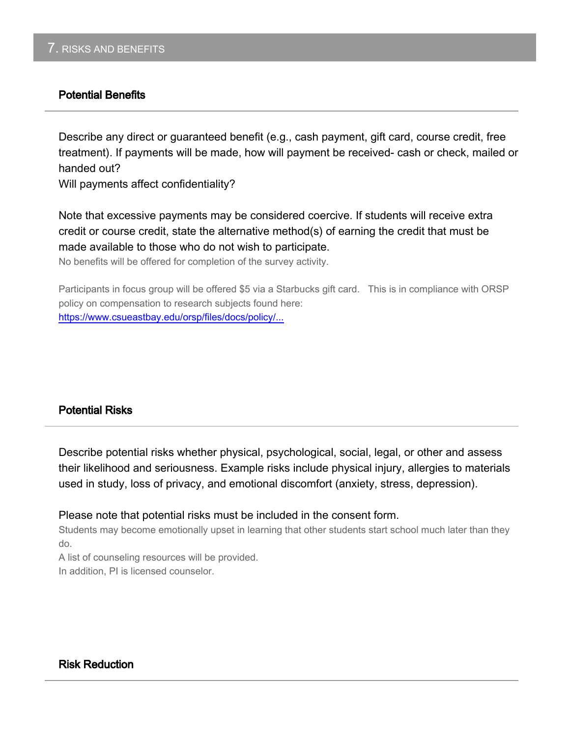## 7. RISKS AND BENEFITS

### Potential Benefits

Describe any direct or guaranteed benefit (e.g., cash payment, gift card, course credit, free treatment). If payments will be made, how will payment be received- cash or check, mailed or handed out?
Will payments affect confidentiality?

Note that excessive payments may be considered coercive. If students will receive extra credit or course credit, state the alternative method(s) of earning the credit that must be made available to those who do not wish to participate.

No benefits will be offered for completion of the survey activity.

Participants in focus group will be offered $5 via a Starbucks gift card. This is in compliance with ORSP policy on compensation to research subjects found here:
[https://www.csueastbay.edu/orsp/files/docs/policy/...](https://www.csueastbay.edu/orsp/files/docs/policy/...)

### Potential Risks

Describe potential risks whether physical, psychological, social, legal, or other and assess their likelihood and seriousness. Example risks include physical injury, allergies to materials used in study, loss of privacy, and emotional discomfort (anxiety, stress, depression).

Please note that potential risks must be included in the consent form.

Students may become emotionally upset in learning that other students start school much later than they do.
A list of counseling resources will be provided.
In addition, PI is licensed counselor.

### Risk Reduction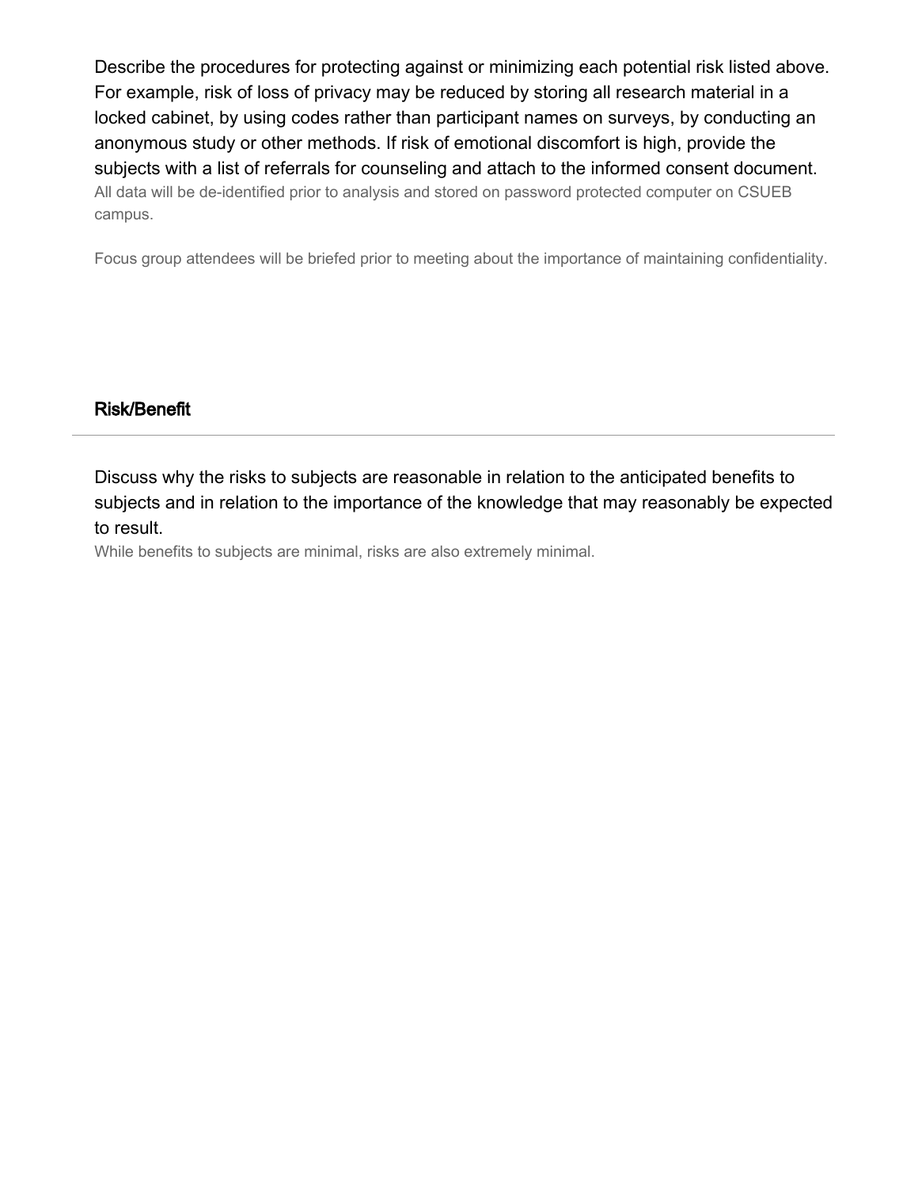Describe the procedures for protecting against or minimizing each potential risk listed above. For example, risk of loss of privacy may be reduced by storing all research material in a locked cabinet, by using codes rather than participant names on surveys, by conducting an anonymous study or other methods. If risk of emotional discomfort is high, provide the subjects with a list of referrals for counseling and attach to the informed consent document.

All data will be de-identified prior to analysis and stored on password protected computer on CSUEB campus.

Focus group attendees will be briefed prior to meeting about the importance of maintaining confidentiality.

## Risk/Benefit

Discuss why the risks to subjects are reasonable in relation to the anticipated benefits to subjects and in relation to the importance of the knowledge that may reasonably be expected to result.

While benefits to subjects are minimal, risks are also extremely minimal.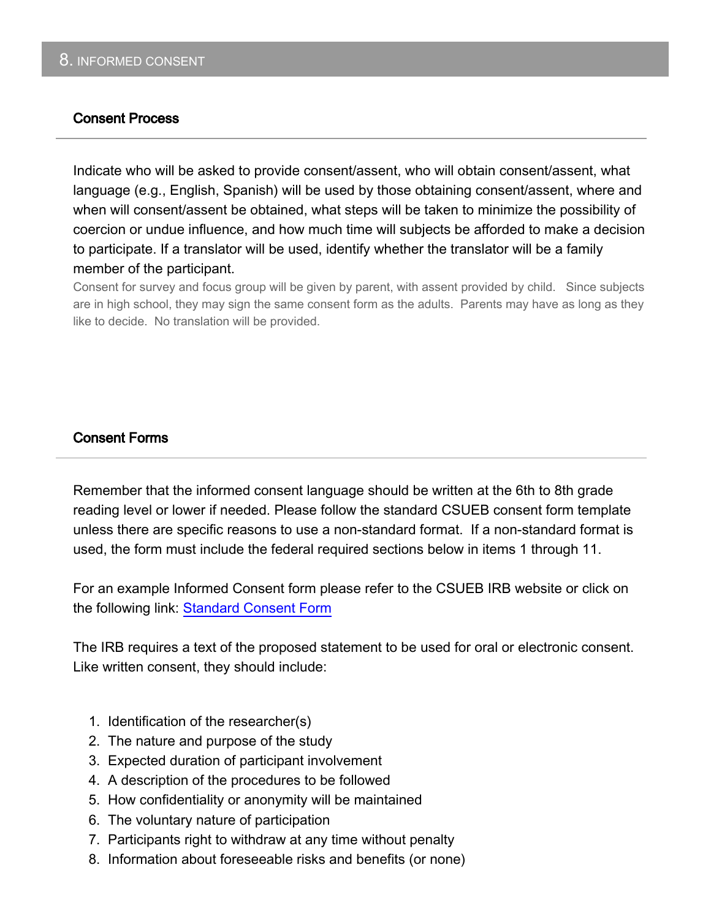## 8. INFORMED CONSENT

### Consent Process

Indicate who will be asked to provide consent/assent, who will obtain consent/assent, what language (e.g., English, Spanish) will be used by those obtaining consent/assent, where and when will consent/assent be obtained, what steps will be taken to minimize the possibility of coercion or undue influence, and how much time will subjects be afforded to make a decision to participate. If a translator will be used, identify whether the translator will be a family member of the participant.

Consent for survey and focus group will be given by parent, with assent provided by child. Since subjects are in high school, they may sign the same consent form as the adults. Parents may have as long as they like to decide. No translation will be provided.

### Consent Forms

Remember that the informed consent language should be written at the 6th to 8th grade reading level or lower if needed. Please follow the standard CSUEB consent form template unless there are specific reasons to use a non-standard format. If a non-standard format is used, the form must include the federal required sections below in items 1 through 11.

For an example Informed Consent form please refer to the CSUEB IRB website or click on the following link: [Standard Consent Form]

The IRB requires a text of the proposed statement to be used for oral or electronic consent. Like written consent, they should include:

1. Identification of the researcher(s)
2. The nature and purpose of the study
3. Expected duration of participant involvement
4. A description of the procedures to be followed
5. How confidentiality or anonymity will be maintained
6. The voluntary nature of participation
7. Participants right to withdraw at any time without penalty
8. Information about foreseeable risks and benefits (or none)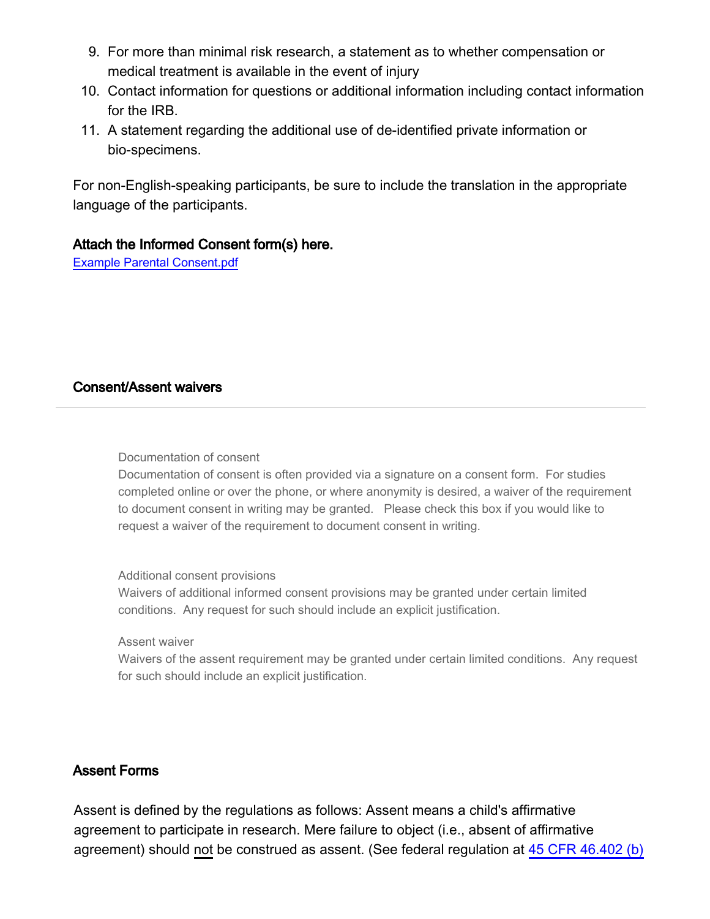9. For more than minimal risk research, a statement as to whether compensation or medical treatment is available in the event of injury
10. Contact information for questions or additional information including contact information for the IRB.
11. A statement regarding the additional use of de-identified private information or bio-specimens.

For non-English-speaking participants, be sure to include the translation in the appropriate language of the participants.

### Attach the Informed Consent form(s) here.

[Example Parental Consent.pdf]

### Consent/Assent waivers

Documentation of consent

Documentation of consent is often provided via a signature on a consent form. For studies completed online or over the phone, or where anonymity is desired, a waiver of the requirement to document consent in writing may be granted. Please check this box if you would like to request a waiver of the requirement to document consent in writing.

Additional consent provisions

Waivers of additional informed consent provisions may be granted under certain limited conditions. Any request for such should include an explicit justification.

Assent waiver

Waivers of the assent requirement may be granted under certain limited conditions. Any request for such should include an explicit justification.

### Assent Forms

Assent is defined by the regulations as follows: Assent means a child's affirmative agreement to participate in research. Mere failure to object (i.e., absent of affirmative agreement) should not be construed as assent. (See federal regulation at [45 CFR 46.402 (b)]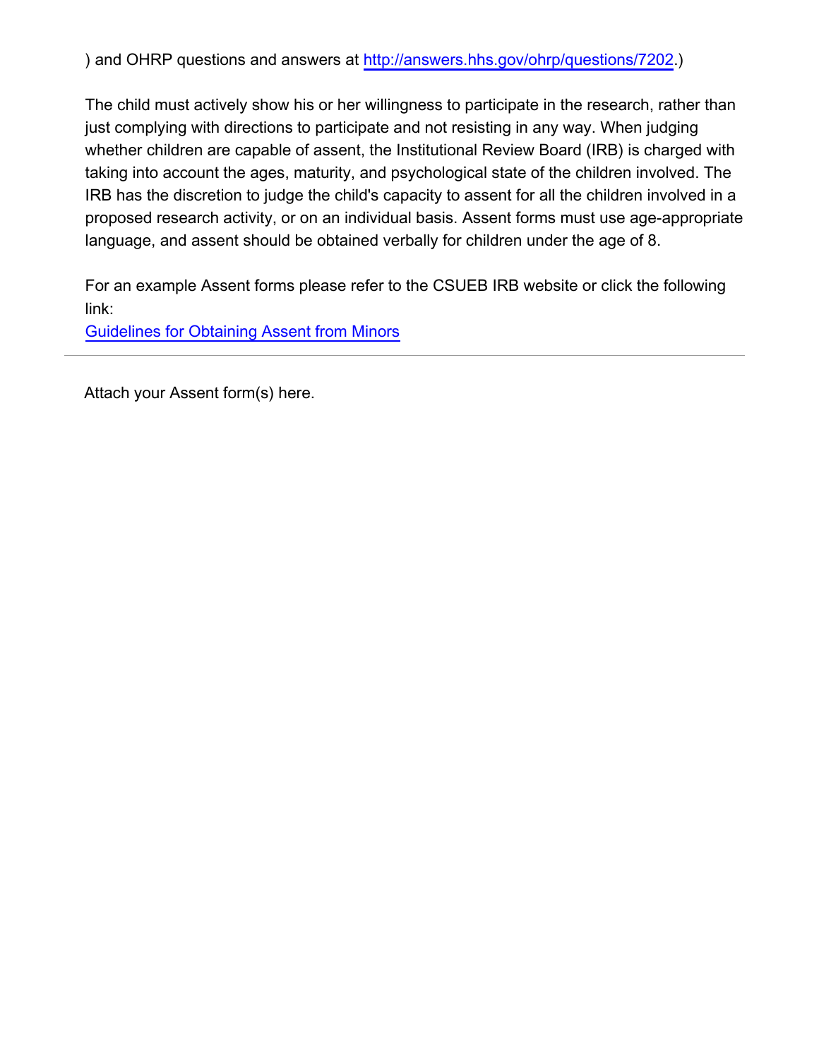) and OHRP questions and answers at http://answers.hhs.gov/ohrp/questions/7202.)

The child must actively show his or her willingness to participate in the research, rather than just complying with directions to participate and not resisting in any way. When judging whether children are capable of assent, the Institutional Review Board (IRB) is charged with taking into account the ages, maturity, and psychological state of the children involved. The IRB has the discretion to judge the child's capacity to assent for all the children involved in a proposed research activity, or on an individual basis. Assent forms must use age-appropriate language, and assent should be obtained verbally for children under the age of 8.

For an example Assent forms please refer to the CSUEB IRB website or click the following link:
[Guidelines for Obtaining Assent from Minors]

---

Attach your Assent form(s) here.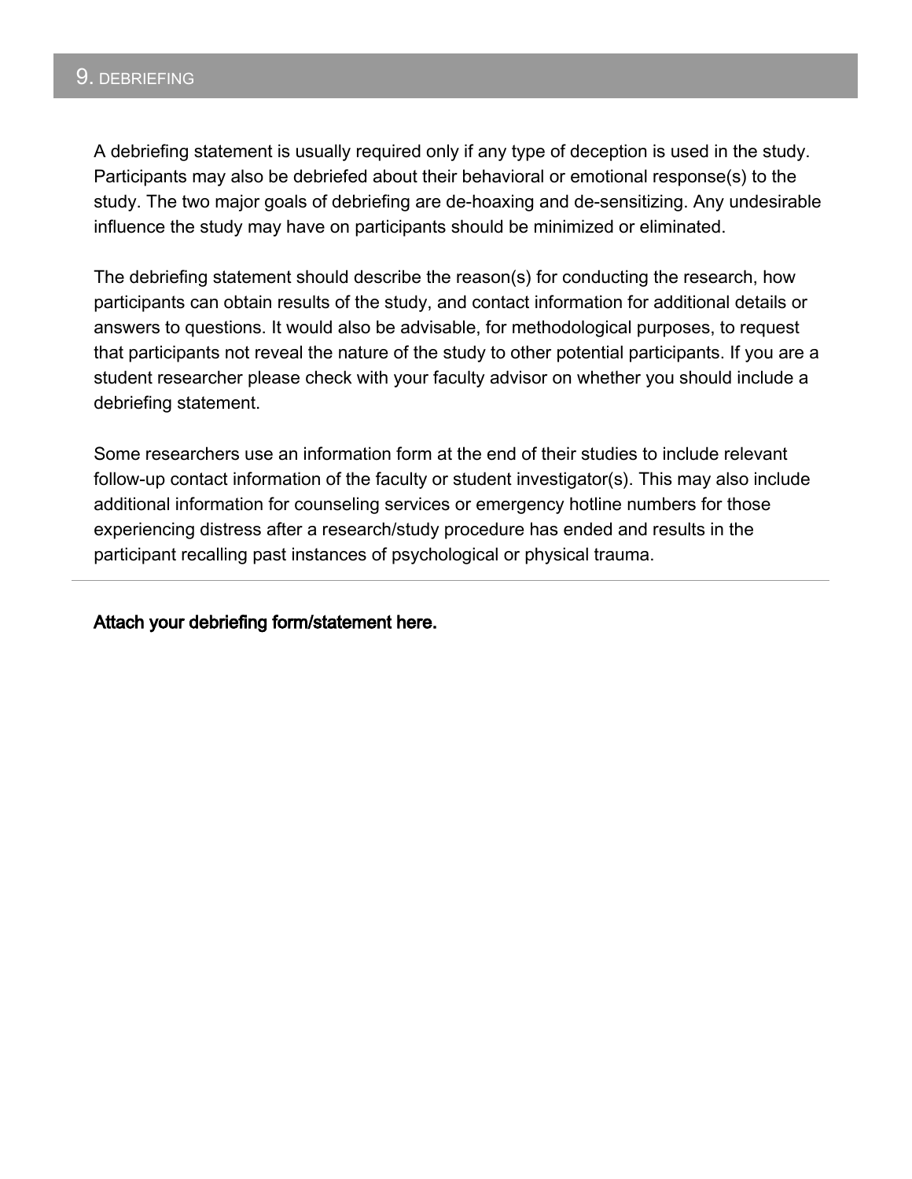## 9. DEBRIEFING

A debriefing statement is usually required only if any type of deception is used in the study. Participants may also be debriefed about their behavioral or emotional response(s) to the study. The two major goals of debriefing are de-hoaxing and de-sensitizing. Any undesirable influence the study may have on participants should be minimized or eliminated.

The debriefing statement should describe the reason(s) for conducting the research, how participants can obtain results of the study, and contact information for additional details or answers to questions. It would also be advisable, for methodological purposes, to request that participants not reveal the nature of the study to other potential participants. If you are a student researcher please check with your faculty advisor on whether you should include a debriefing statement.

Some researchers use an information form at the end of their studies to include relevant follow-up contact information of the faculty or student investigator(s). This may also include additional information for counseling services or emergency hotline numbers for those experiencing distress after a research/study procedure has ended and results in the participant recalling past instances of psychological or physical trauma.

---

**Attach your debriefing form/statement here.**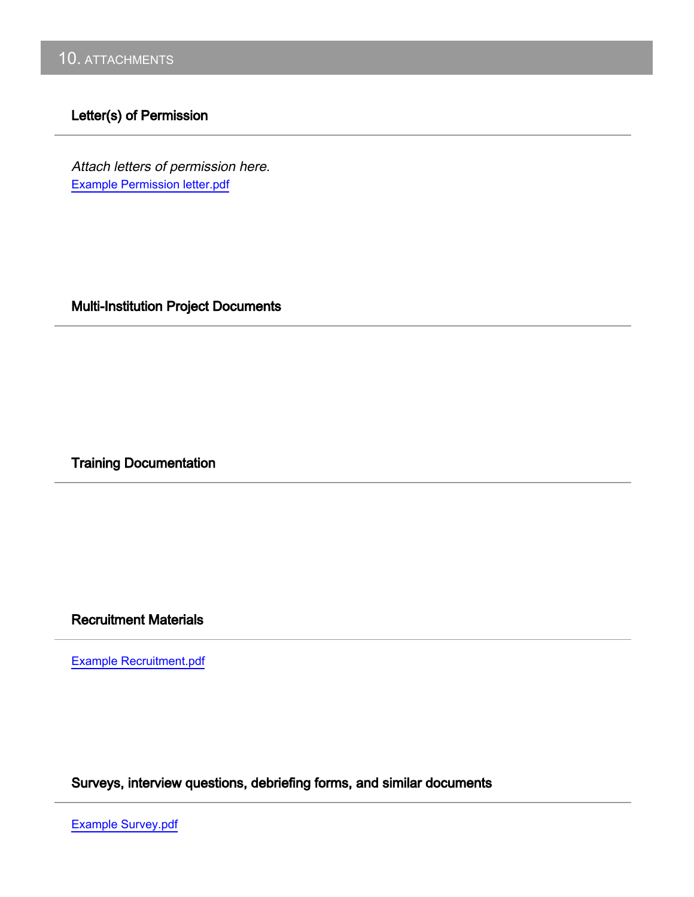## 10. ATTACHMENTS

### Letter(s) of Permission

*Attach letters of permission here.*
Example Permission letter.pdf

### Multi-Institution Project Documents

### Training Documentation

### Recruitment Materials

Example Recruitment.pdf

### Surveys, interview questions, debriefing forms, and similar documents

Example Survey.pdf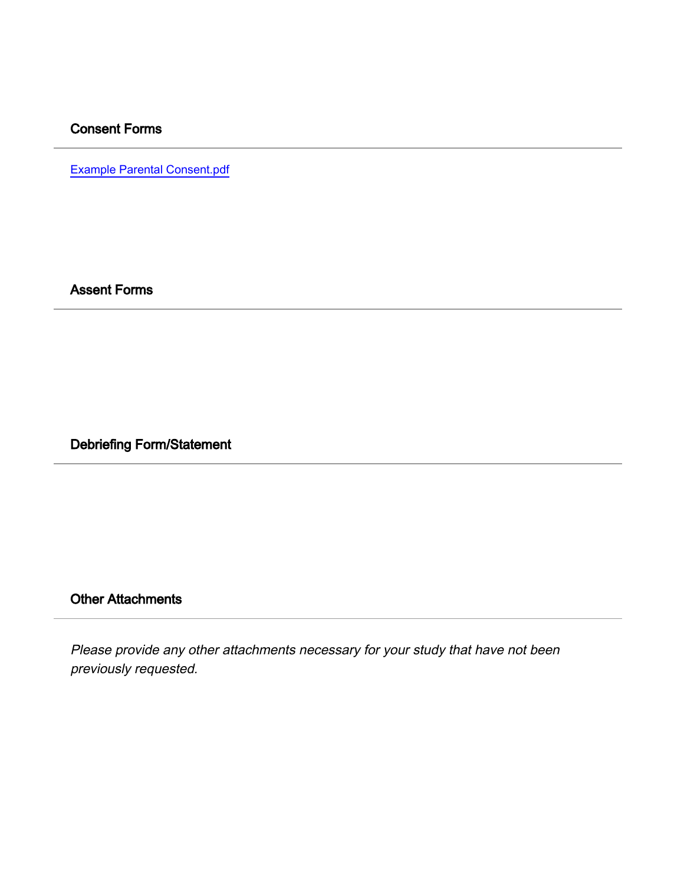## Consent Forms

---

Example Parental Consent.pdf

## Assent Forms

---

## Debriefing Form/Statement

---

## Other Attachments

---

*Please provide any other attachments necessary for your study that have not been previously requested.*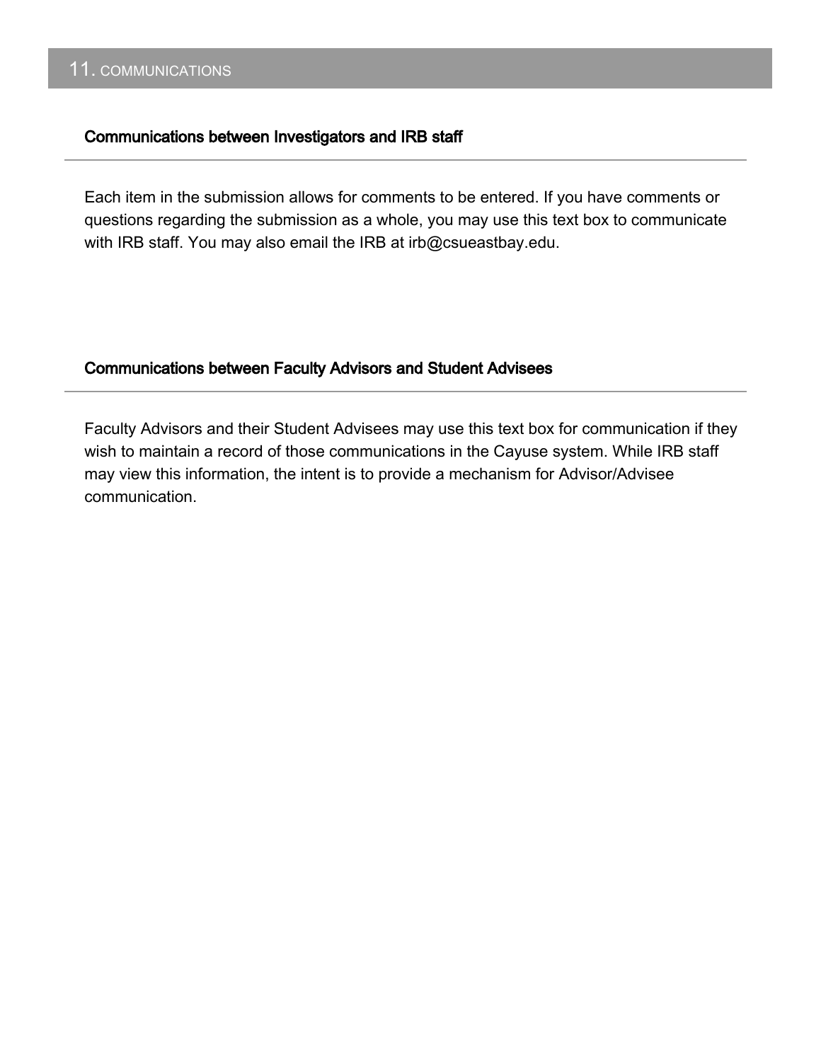## 11. COMMUNICATIONS

### Communications between Investigators and IRB staff

Each item in the submission allows for comments to be entered. If you have comments or questions regarding the submission as a whole, you may use this text box to communicate with IRB staff. You may also email the IRB at irb@csueastbay.edu.

### Communications between Faculty Advisors and Student Advisees

Faculty Advisors and their Student Advisees may use this text box for communication if they wish to maintain a record of those communications in the Cayuse system. While IRB staff may view this information, the intent is to provide a mechanism for Advisor/Advisee communication.